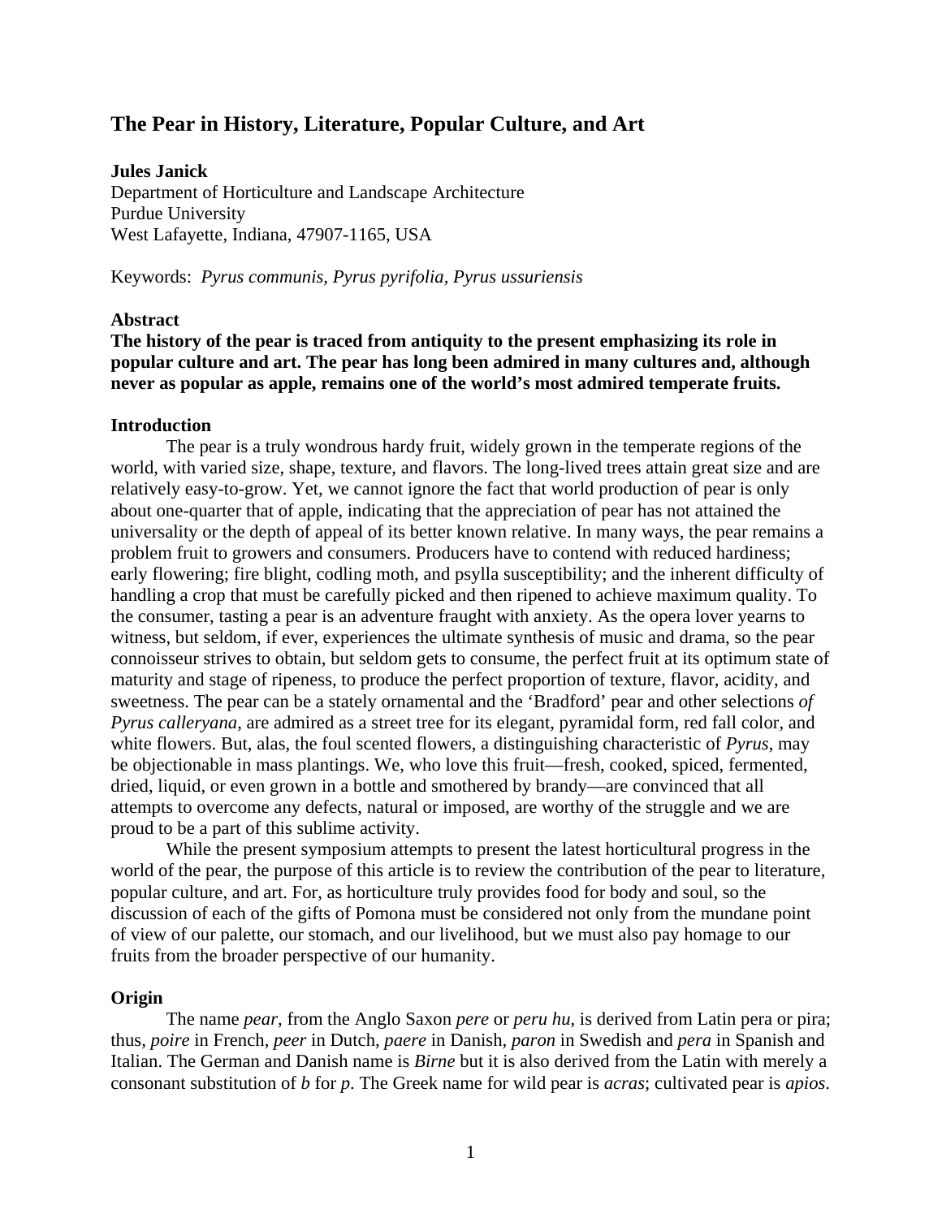# The Pear in History, Literature, Popular Culture, and Art

**Jules Janick**
Department of Horticulture and Landscape Architecture
Purdue University
West Lafayette, Indiana, 47907-1165, USA

Keywords: *Pyrus communis, Pyrus pyrifolia, Pyrus ussuriensis*

## Abstract

**The history of the pear is traced from antiquity to the present emphasizing its role in popular culture and art. The pear has long been admired in many cultures and, although never as popular as apple, remains one of the world's most admired temperate fruits.**

## Introduction

The pear is a truly wondrous hardy fruit, widely grown in the temperate regions of the world, with varied size, shape, texture, and flavors. The long-lived trees attain great size and are relatively easy-to-grow. Yet, we cannot ignore the fact that world production of pear is only about one-quarter that of apple, indicating that the appreciation of pear has not attained the universality or the depth of appeal of its better known relative. In many ways, the pear remains a problem fruit to growers and consumers. Producers have to contend with reduced hardiness; early flowering; fire blight, codling moth, and psylla susceptibility; and the inherent difficulty of handling a crop that must be carefully picked and then ripened to achieve maximum quality. To the consumer, tasting a pear is an adventure fraught with anxiety. As the opera lover yearns to witness, but seldom, if ever, experiences the ultimate synthesis of music and drama, so the pear connoisseur strives to obtain, but seldom gets to consume, the perfect fruit at its optimum state of maturity and stage of ripeness, to produce the perfect proportion of texture, flavor, acidity, and sweetness. The pear can be a stately ornamental and the 'Bradford' pear and other selections *of Pyrus calleryana*, are admired as a street tree for its elegant, pyramidal form, red fall color, and white flowers. But, alas, the foul scented flowers, a distinguishing characteristic of *Pyrus*, may be objectionable in mass plantings. We, who love this fruit—fresh, cooked, spiced, fermented, dried, liquid, or even grown in a bottle and smothered by brandy—are convinced that all attempts to overcome any defects, natural or imposed, are worthy of the struggle and we are proud to be a part of this sublime activity.

While the present symposium attempts to present the latest horticultural progress in the world of the pear, the purpose of this article is to review the contribution of the pear to literature, popular culture, and art. For, as horticulture truly provides food for body and soul, so the discussion of each of the gifts of Pomona must be considered not only from the mundane point of view of our palette, our stomach, and our livelihood, but we must also pay homage to our fruits from the broader perspective of our humanity.

## Origin

The name *pear*, from the Anglo Saxon *pere* or *peru hu*, is derived from Latin pera or pira; thus, *poire* in French, *peer* in Dutch, *paere* in Danish, *paron* in Swedish and *pera* in Spanish and Italian. The German and Danish name is *Birne* but it is also derived from the Latin with merely a consonant substitution of *b* for *p*. The Greek name for wild pear is *acras*; cultivated pear is *apios*.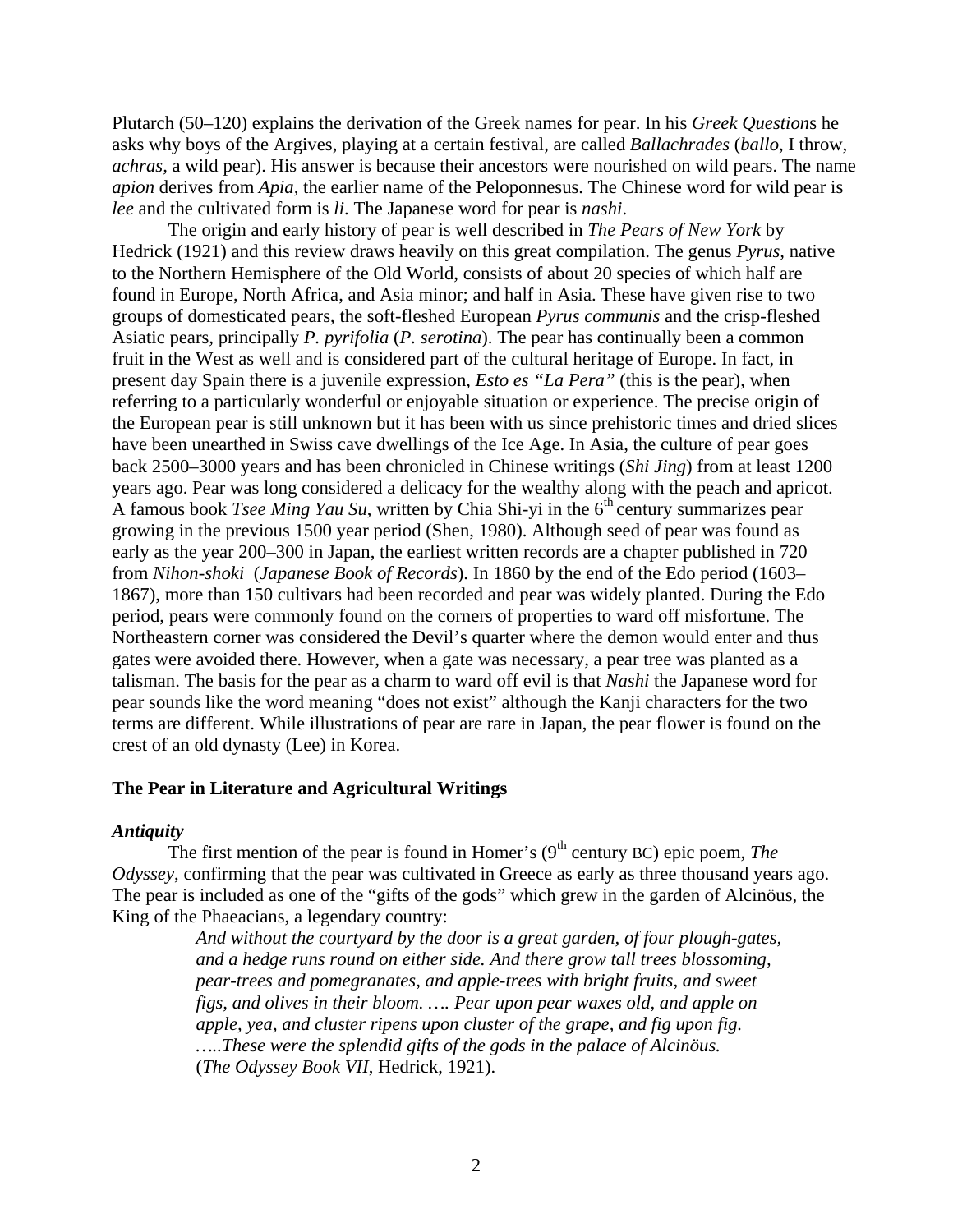Plutarch (50–120) explains the derivation of the Greek names for pear. In his *Greek Question*s he asks why boys of the Argives, playing at a certain festival, are called *Ballachrades* (*ballo*, I throw, *achras*, a wild pear). His answer is because their ancestors were nourished on wild pears. The name *apion* derives from *Apia,* the earlier name of the Peloponnesus. The Chinese word for wild pear is *lee* and the cultivated form is *li*. The Japanese word for pear is *nashi*.

The origin and early history of pear is well described in *The Pears of New York* by Hedrick (1921) and this review draws heavily on this great compilation. The genus *Pyrus,* native to the Northern Hemisphere of the Old World, consists of about 20 species of which half are found in Europe, North Africa, and Asia minor; and half in Asia. These have given rise to two groups of domesticated pears, the soft-fleshed European *Pyrus communis* and the crisp-fleshed Asiatic pears, principally *P*. *pyrifolia* (*P*. *serotina*). The pear has continually been a common fruit in the West as well and is considered part of the cultural heritage of Europe. In fact, in present day Spain there is a juvenile expression, *Esto es "La Pera"* (this is the pear), when referring to a particularly wonderful or enjoyable situation or experience. The precise origin of the European pear is still unknown but it has been with us since prehistoric times and dried slices have been unearthed in Swiss cave dwellings of the Ice Age. In Asia, the culture of pear goes back 2500–3000 years and has been chronicled in Chinese writings (*Shi Jing*) from at least 1200 years ago. Pear was long considered a delicacy for the wealthy along with the peach and apricot. A famous book *Tsee Ming Yau Su*, written by Chia Shi-yi in the 6th century summarizes pear growing in the previous 1500 year period (Shen, 1980). Although seed of pear was found as early as the year 200–300 in Japan, the earliest written records are a chapter published in 720 from *Nihon-shoki* (*Japanese Book of Records*). In 1860 by the end of the Edo period (1603–1867), more than 150 cultivars had been recorded and pear was widely planted. During the Edo period, pears were commonly found on the corners of properties to ward off misfortune. The Northeastern corner was considered the Devil's quarter where the demon would enter and thus gates were avoided there. However, when a gate was necessary, a pear tree was planted as a talisman. The basis for the pear as a charm to ward off evil is that *Nashi* the Japanese word for pear sounds like the word meaning "does not exist" although the Kanji characters for the two terms are different. While illustrations of pear are rare in Japan, the pear flower is found on the crest of an old dynasty (Lee) in Korea.

## The Pear in Literature and Agricultural Writings

### *Antiquity*

The first mention of the pear is found in Homer's (9th century BC) epic poem, *The Odyssey*, confirming that the pear was cultivated in Greece as early as three thousand years ago. The pear is included as one of the "gifts of the gods" which grew in the garden of Alcinöus, the King of the Phaeacians, a legendary country:

> *And without the courtyard by the door is a great garden, of four plough-gates, and a hedge runs round on either side. And there grow tall trees blossoming, pear-trees and pomegranates, and apple-trees with bright fruits, and sweet figs, and olives in their bloom. …. Pear upon pear waxes old, and apple on apple, yea, and cluster ripens upon cluster of the grape, and fig upon fig. …..These were the splendid gifts of the gods in the palace of Alcinöus.* (*The Odyssey Book VII*, Hedrick, 1921).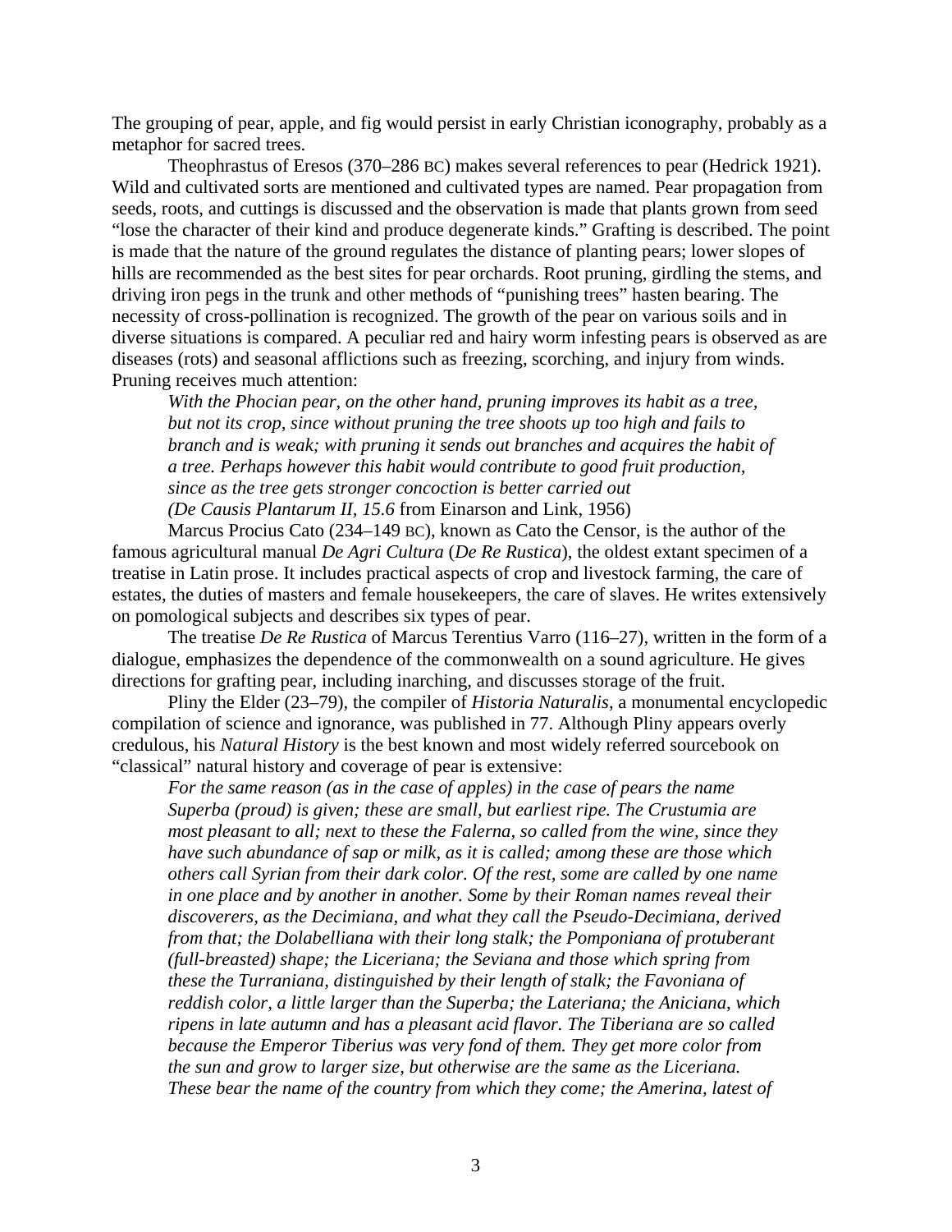The grouping of pear, apple, and fig would persist in early Christian iconography, probably as a metaphor for sacred trees.

Theophrastus of Eresos (370–286 BC) makes several references to pear (Hedrick 1921). Wild and cultivated sorts are mentioned and cultivated types are named. Pear propagation from seeds, roots, and cuttings is discussed and the observation is made that plants grown from seed "lose the character of their kind and produce degenerate kinds." Grafting is described. The point is made that the nature of the ground regulates the distance of planting pears; lower slopes of hills are recommended as the best sites for pear orchards. Root pruning, girdling the stems, and driving iron pegs in the trunk and other methods of "punishing trees" hasten bearing. The necessity of cross-pollination is recognized. The growth of the pear on various soils and in diverse situations is compared. A peculiar red and hairy worm infesting pears is observed as are diseases (rots) and seasonal afflictions such as freezing, scorching, and injury from winds. Pruning receives much attention:

> *With the Phocian pear, on the other hand, pruning improves its habit as a tree, but not its crop, since without pruning the tree shoots up too high and fails to branch and is weak; with pruning it sends out branches and acquires the habit of a tree. Perhaps however this habit would contribute to good fruit production, since as the tree gets stronger concoction is better carried out*
> *(De Causis Plantarum II, 15.6* from Einarson and Link, 1956)

Marcus Procius Cato (234–149 BC), known as Cato the Censor, is the author of the famous agricultural manual *De Agri Cultura* (*De Re Rustica*), the oldest extant specimen of a treatise in Latin prose. It includes practical aspects of crop and livestock farming, the care of estates, the duties of masters and female housekeepers, the care of slaves. He writes extensively on pomological subjects and describes six types of pear.

The treatise *De Re Rustica* of Marcus Terentius Varro (116–27), written in the form of a dialogue, emphasizes the dependence of the commonwealth on a sound agriculture. He gives directions for grafting pear, including inarching, and discusses storage of the fruit.

Pliny the Elder (23–79), the compiler of *Historia Naturalis*, a monumental encyclopedic compilation of science and ignorance, was published in 77. Although Pliny appears overly credulous, his *Natural History* is the best known and most widely referred sourcebook on "classical" natural history and coverage of pear is extensive:

> *For the same reason (as in the case of apples) in the case of pears the name Superba (proud) is given; these are small, but earliest ripe. The Crustumia are most pleasant to all; next to these the Falerna, so called from the wine, since they have such abundance of sap or milk, as it is called; among these are those which others call Syrian from their dark color. Of the rest, some are called by one name in one place and by another in another. Some by their Roman names reveal their discoverers, as the Decimiana, and what they call the Pseudo-Decimiana, derived from that; the Dolabelliana with their long stalk; the Pomponiana of protuberant (full-breasted) shape; the Liceriana; the Seviana and those which spring from these the Turraniana, distinguished by their length of stalk; the Favoniana of reddish color, a little larger than the Superba; the Lateriana; the Aniciana, which ripens in late autumn and has a pleasant acid flavor. The Tiberiana are so called because the Emperor Tiberius was very fond of them. They get more color from the sun and grow to larger size, but otherwise are the same as the Liceriana. These bear the name of the country from which they come; the Amerina, latest of*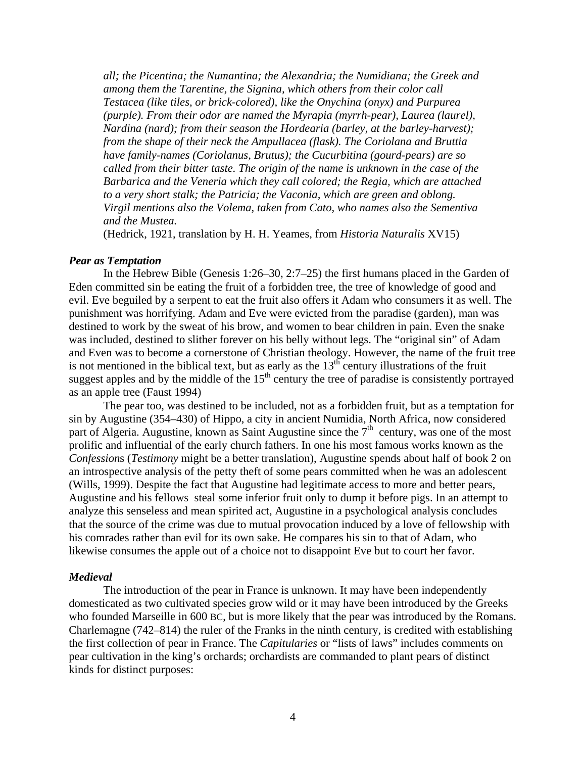*all; the Picentina; the Numantina; the Alexandria; the Numidiana; the Greek and among them the Tarentine, the Signina, which others from their color call Testacea (like tiles, or brick-colored), like the Onychina (onyx) and Purpurea (purple). From their odor are named the Myrapia (myrrh-pear), Laurea (laurel), Nardina (nard); from their season the Hordearia (barley, at the barley-harvest); from the shape of their neck the Ampullacea (flask). The Coriolana and Bruttia have family-names (Coriolanus, Brutus); the Cucurbitina (gourd-pears) are so called from their bitter taste. The origin of the name is unknown in the case of the Barbarica and the Veneria which they call colored; the Regia, which are attached to a very short stalk; the Patricia; the Vaconia, which are green and oblong. Virgil mentions also the Volema, taken from Cato, who names also the Sementiva and the Mustea.*

(Hedrick, 1921, translation by H. H. Yeames, from *Historia Naturalis* XV15)

### *Pear as Temptation*

In the Hebrew Bible (Genesis 1:26–30, 2:7–25) the first humans placed in the Garden of Eden committed sin be eating the fruit of a forbidden tree, the tree of knowledge of good and evil. Eve beguiled by a serpent to eat the fruit also offers it Adam who consumers it as well. The punishment was horrifying. Adam and Eve were evicted from the paradise (garden), man was destined to work by the sweat of his brow, and women to bear children in pain. Even the snake was included, destined to slither forever on his belly without legs. The "original sin" of Adam and Even was to become a cornerstone of Christian theology. However, the name of the fruit tree is not mentioned in the biblical text, but as early as the 13th century illustrations of the fruit suggest apples and by the middle of the 15th century the tree of paradise is consistently portrayed as an apple tree (Faust 1994)

The pear too, was destined to be included, not as a forbidden fruit, but as a temptation for sin by Augustine (354–430) of Hippo, a city in ancient Numidia, North Africa, now considered part of Algeria. Augustine, known as Saint Augustine since the 7th century, was one of the most prolific and influential of the early church fathers. In one his most famous works known as the *Confessions* (*Testimony* might be a better translation), Augustine spends about half of book 2 on an introspective analysis of the petty theft of some pears committed when he was an adolescent (Wills, 1999). Despite the fact that Augustine had legitimate access to more and better pears, Augustine and his fellows steal some inferior fruit only to dump it before pigs. In an attempt to analyze this senseless and mean spirited act, Augustine in a psychological analysis concludes that the source of the crime was due to mutual provocation induced by a love of fellowship with his comrades rather than evil for its own sake. He compares his sin to that of Adam, who likewise consumes the apple out of a choice not to disappoint Eve but to court her favor.

### *Medieval*

The introduction of the pear in France is unknown. It may have been independently domesticated as two cultivated species grow wild or it may have been introduced by the Greeks who founded Marseille in 600 BC, but is more likely that the pear was introduced by the Romans. Charlemagne (742–814) the ruler of the Franks in the ninth century, is credited with establishing the first collection of pear in France. The *Capitularies* or "lists of laws" includes comments on pear cultivation in the king's orchards; orchardists are commanded to plant pears of distinct kinds for distinct purposes: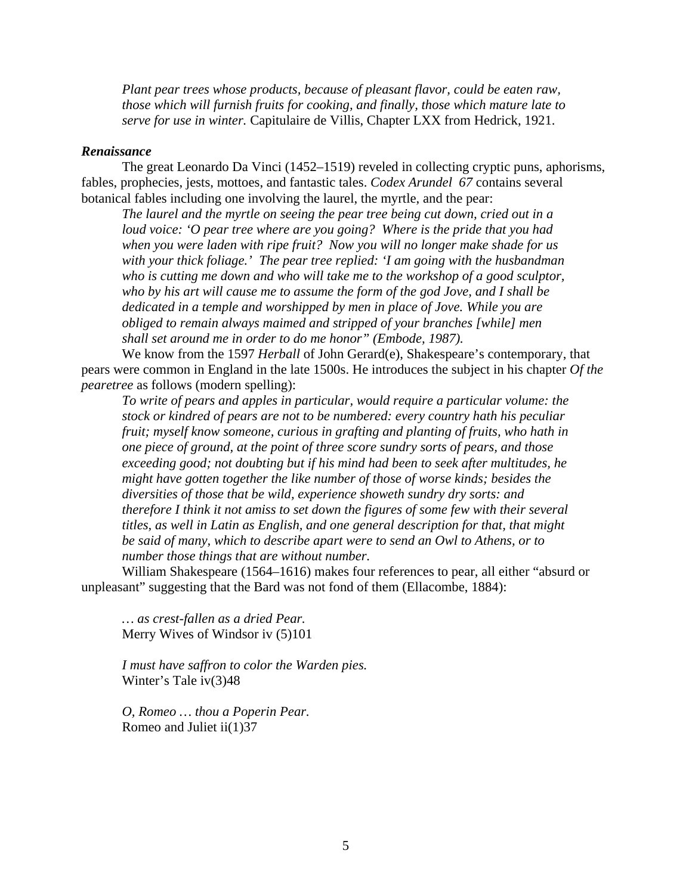*Plant pear trees whose products, because of pleasant flavor, could be eaten raw, those which will furnish fruits for cooking, and finally, those which mature late to serve for use in winter.* Capitulaire de Villis, Chapter LXX from Hedrick, 1921.

***Renaissance***

The great Leonardo Da Vinci (1452–1519) reveled in collecting cryptic puns, aphorisms, fables, prophecies, jests, mottoes, and fantastic tales. *Codex Arundel 67* contains several botanical fables including one involving the laurel, the myrtle, and the pear:

*The laurel and the myrtle on seeing the pear tree being cut down, cried out in a loud voice: 'O pear tree where are you going? Where is the pride that you had when you were laden with ripe fruit? Now you will no longer make shade for us with your thick foliage.' The pear tree replied: 'I am going with the husbandman who is cutting me down and who will take me to the workshop of a good sculptor, who by his art will cause me to assume the form of the god Jove, and I shall be dedicated in a temple and worshipped by men in place of Jove. While you are obliged to remain always maimed and stripped of your branches [while] men shall set around me in order to do me honor" (Embode, 1987).*

We know from the 1597 *Herball* of John Gerard(e), Shakespeare's contemporary, that pears were common in England in the late 1500s. He introduces the subject in his chapter *Of the pearetree* as follows (modern spelling):

*To write of pears and apples in particular, would require a particular volume: the stock or kindred of pears are not to be numbered: every country hath his peculiar fruit; myself know someone, curious in grafting and planting of fruits, who hath in one piece of ground, at the point of three score sundry sorts of pears, and those exceeding good; not doubting but if his mind had been to seek after multitudes, he might have gotten together the like number of those of worse kinds; besides the diversities of those that be wild, experience showeth sundry dry sorts: and therefore I think it not amiss to set down the figures of some few with their several titles, as well in Latin as English, and one general description for that, that might be said of many, which to describe apart were to send an Owl to Athens, or to number those things that are without number.*

William Shakespeare (1564–1616) makes four references to pear, all either "absurd or unpleasant" suggesting that the Bard was not fond of them (Ellacombe, 1884):

*… as crest-fallen as a dried Pear.*
Merry Wives of Windsor iv (5)101

*I must have saffron to color the Warden pies.*
Winter's Tale iv(3)48

*O, Romeo … thou a Poperin Pear.*
Romeo and Juliet ii(1)37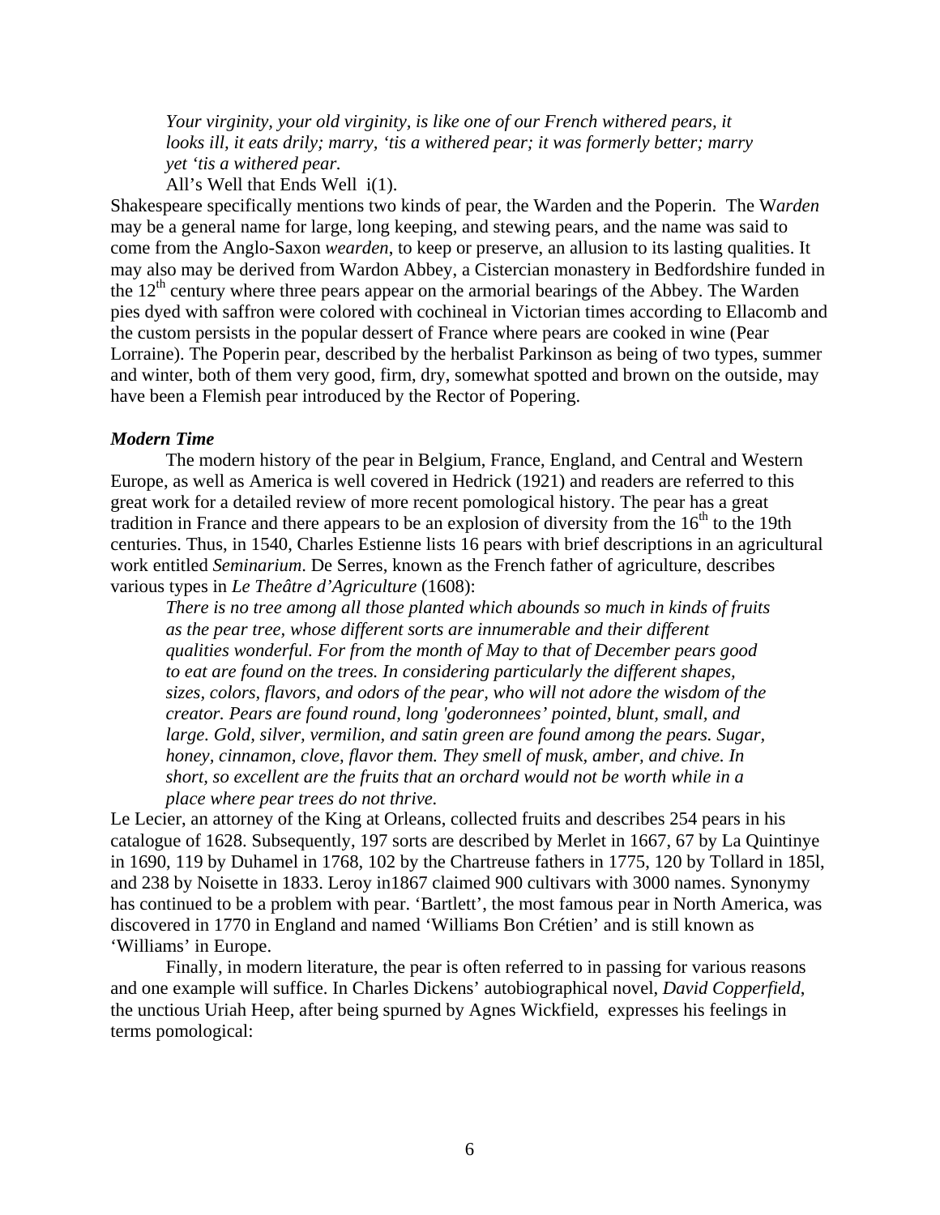*Your virginity, your old virginity, is like one of our French withered pears, it looks ill, it eats drily; marry, 'tis a withered pear; it was formerly better; marry yet 'tis a withered pear.*

All's Well that Ends Well i(1).

Shakespeare specifically mentions two kinds of pear, the Warden and the Poperin. The W*arden* may be a general name for large, long keeping, and stewing pears, and the name was said to come from the Anglo-Saxon *wearden*, to keep or preserve, an allusion to its lasting qualities. It may also may be derived from Wardon Abbey, a Cistercian monastery in Bedfordshire funded in the 12th century where three pears appear on the armorial bearings of the Abbey. The Warden pies dyed with saffron were colored with cochineal in Victorian times according to Ellacomb and the custom persists in the popular dessert of France where pears are cooked in wine (Pear Lorraine). The Poperin pear, described by the herbalist Parkinson as being of two types, summer and winter, both of them very good, firm, dry, somewhat spotted and brown on the outside, may have been a Flemish pear introduced by the Rector of Popering.

### *Modern Time*

The modern history of the pear in Belgium, France, England, and Central and Western Europe, as well as America is well covered in Hedrick (1921) and readers are referred to this great work for a detailed review of more recent pomological history. The pear has a great tradition in France and there appears to be an explosion of diversity from the 16th to the 19th centuries. Thus, in 1540, Charles Estienne lists 16 pears with brief descriptions in an agricultural work entitled *Seminarium*. De Serres, known as the French father of agriculture, describes various types in *Le Theâtre d'Agriculture* (1608):

*There is no tree among all those planted which abounds so much in kinds of fruits as the pear tree, whose different sorts are innumerable and their different qualities wonderful. For from the month of May to that of December pears good to eat are found on the trees. In considering particularly the different shapes, sizes, colors, flavors, and odors of the pear, who will not adore the wisdom of the creator. Pears are found round, long 'goderonnees' pointed, blunt, small, and large. Gold, silver, vermilion, and satin green are found among the pears. Sugar, honey, cinnamon, clove, flavor them. They smell of musk, amber, and chive. In short, so excellent are the fruits that an orchard would not be worth while in a place where pear trees do not thrive.*

Le Lecier, an attorney of the King at Orleans, collected fruits and describes 254 pears in his catalogue of 1628. Subsequently, 197 sorts are described by Merlet in 1667, 67 by La Quintinye in 1690, 119 by Duhamel in 1768, 102 by the Chartreuse fathers in 1775, 120 by Tollard in 185l, and 238 by Noisette in 1833. Leroy in1867 claimed 900 cultivars with 3000 names. Synonymy has continued to be a problem with pear. 'Bartlett', the most famous pear in North America, was discovered in 1770 in England and named 'Williams Bon Crétien' and is still known as 'Williams' in Europe.

Finally, in modern literature, the pear is often referred to in passing for various reasons and one example will suffice. In Charles Dickens' autobiographical novel, *David Copperfield*, the unctious Uriah Heep, after being spurned by Agnes Wickfield, expresses his feelings in terms pomological: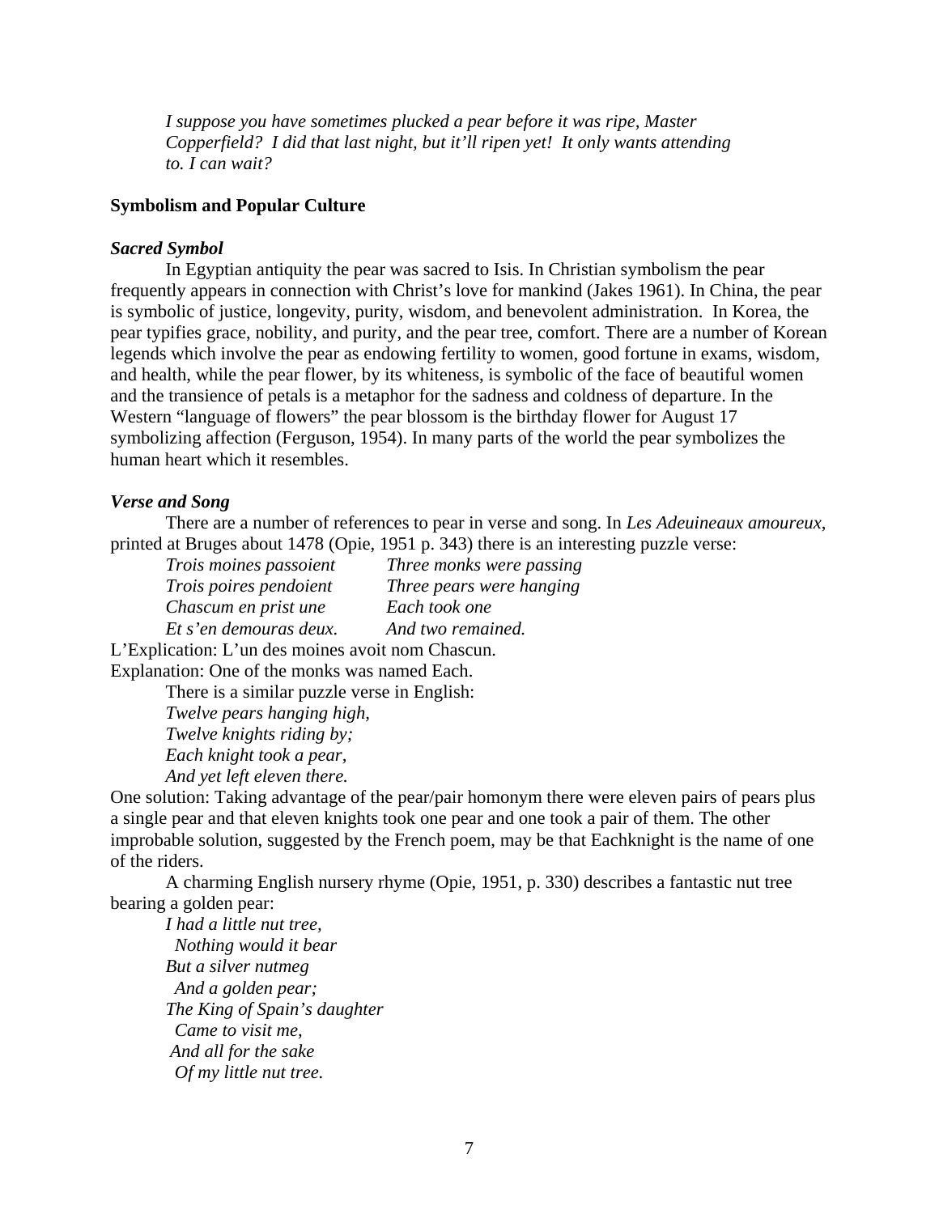*I suppose you have sometimes plucked a pear before it was ripe, Master Copperfield? I did that last night, but it'll ripen yet! It only wants attending to. I can wait?*

## Symbolism and Popular Culture

### *Sacred Symbol*

In Egyptian antiquity the pear was sacred to Isis. In Christian symbolism the pear frequently appears in connection with Christ's love for mankind (Jakes 1961). In China, the pear is symbolic of justice, longevity, purity, wisdom, and benevolent administration. In Korea, the pear typifies grace, nobility, and purity, and the pear tree, comfort. There are a number of Korean legends which involve the pear as endowing fertility to women, good fortune in exams, wisdom, and health, while the pear flower, by its whiteness, is symbolic of the face of beautiful women and the transience of petals is a metaphor for the sadness and coldness of departure. In the Western "language of flowers" the pear blossom is the birthday flower for August 17 symbolizing affection (Ferguson, 1954). In many parts of the world the pear symbolizes the human heart which it resembles.

### *Verse and Song*

There are a number of references to pear in verse and song. In *Les Adeuineaux amoureux*, printed at Bruges about 1478 (Opie, 1951 p. 343) there is an interesting puzzle verse:

| | |
|---|---|
| *Trois moines passoient* | *Three monks were passing* |
| *Trois poires pendoient* | *Three pears were hanging* |
| *Chascum en prist une* | *Each took one* |
| *Et s'en demouras deux.* | *And two remained.* |

L'Explication: L'un des moines avoit nom Chascun.
Explanation: One of the monks was named Each.

There is a similar puzzle verse in English:

*Twelve pears hanging high,*
*Twelve knights riding by;*
*Each knight took a pear,*
*And yet left eleven there.*

One solution: Taking advantage of the pear/pair homonym there were eleven pairs of pears plus a single pear and that eleven knights took one pear and one took a pair of them. The other improbable solution, suggested by the French poem, may be that Eachknight is the name of one of the riders.

A charming English nursery rhyme (Opie, 1951, p. 330) describes a fantastic nut tree bearing a golden pear:

*I had a little nut tree,*
*Nothing would it bear*
*But a silver nutmeg*
*And a golden pear;*
*The King of Spain's daughter*
*Came to visit me,*
*And all for the sake*
*Of my little nut tree.*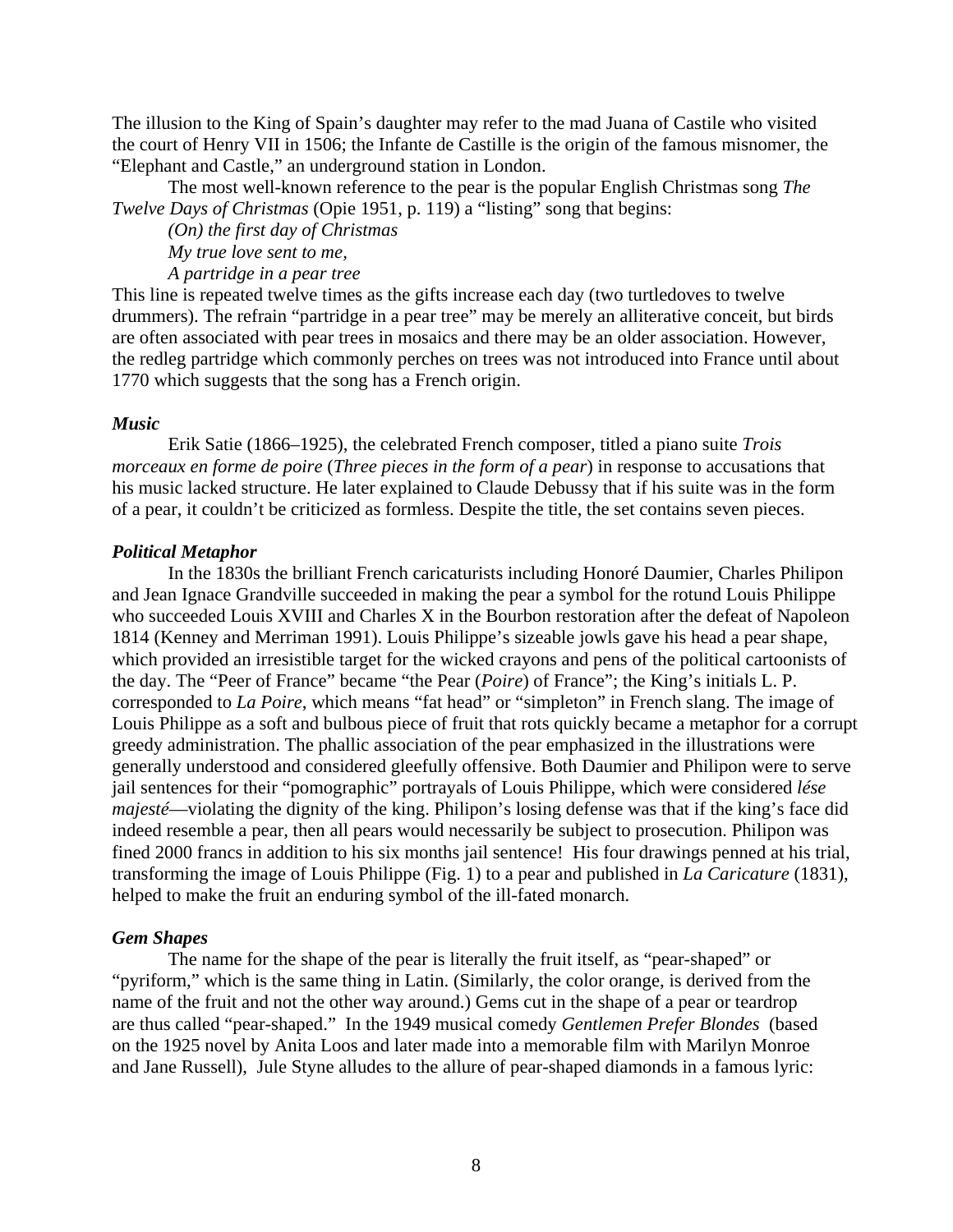The illusion to the King of Spain's daughter may refer to the mad Juana of Castile who visited the court of Henry VII in 1506; the Infante de Castille is the origin of the famous misnomer, the "Elephant and Castle," an underground station in London.

The most well-known reference to the pear is the popular English Christmas song *The Twelve Days of Christmas* (Opie 1951, p. 119) a "listing" song that begins:

*(On) the first day of Christmas*
*My true love sent to me,*
*A partridge in a pear tree*

This line is repeated twelve times as the gifts increase each day (two turtledoves to twelve drummers). The refrain "partridge in a pear tree" may be merely an alliterative conceit, but birds are often associated with pear trees in mosaics and there may be an older association. However, the redleg partridge which commonly perches on trees was not introduced into France until about 1770 which suggests that the song has a French origin.

### *Music*

Erik Satie (1866–1925), the celebrated French composer, titled a piano suite *Trois morceaux en forme de poire* (*Three pieces in the form of a pear*) in response to accusations that his music lacked structure. He later explained to Claude Debussy that if his suite was in the form of a pear, it couldn't be criticized as formless. Despite the title, the set contains seven pieces.

### *Political Metaphor*

In the 1830s the brilliant French caricaturists including Honoré Daumier, Charles Philipon and Jean Ignace Grandville succeeded in making the pear a symbol for the rotund Louis Philippe who succeeded Louis XVIII and Charles X in the Bourbon restoration after the defeat of Napoleon 1814 (Kenney and Merriman 1991). Louis Philippe's sizeable jowls gave his head a pear shape, which provided an irresistible target for the wicked crayons and pens of the political cartoonists of the day. The "Peer of France" became "the Pear (*Poire*) of France"; the King's initials L. P. corresponded to *La Poire*, which means "fat head" or "simpleton" in French slang. The image of Louis Philippe as a soft and bulbous piece of fruit that rots quickly became a metaphor for a corrupt greedy administration. The phallic association of the pear emphasized in the illustrations were generally understood and considered gleefully offensive. Both Daumier and Philipon were to serve jail sentences for their "pornographic" portrayals of Louis Philippe, which were considered *lése majesté*—violating the dignity of the king. Philipon's losing defense was that if the king's face did indeed resemble a pear, then all pears would necessarily be subject to prosecution. Philipon was fined 2000 francs in addition to his six months jail sentence! His four drawings penned at his trial, transforming the image of Louis Philippe (Fig. 1) to a pear and published in *La Caricature* (1831), helped to make the fruit an enduring symbol of the ill-fated monarch.

### *Gem Shapes*

The name for the shape of the pear is literally the fruit itself, as "pear-shaped" or "pyriform," which is the same thing in Latin. (Similarly, the color orange, is derived from the name of the fruit and not the other way around.) Gems cut in the shape of a pear or teardrop are thus called "pear-shaped." In the 1949 musical comedy *Gentlemen Prefer Blondes* (based on the 1925 novel by Anita Loos and later made into a memorable film with Marilyn Monroe and Jane Russell), Jule Styne alludes to the allure of pear-shaped diamonds in a famous lyric: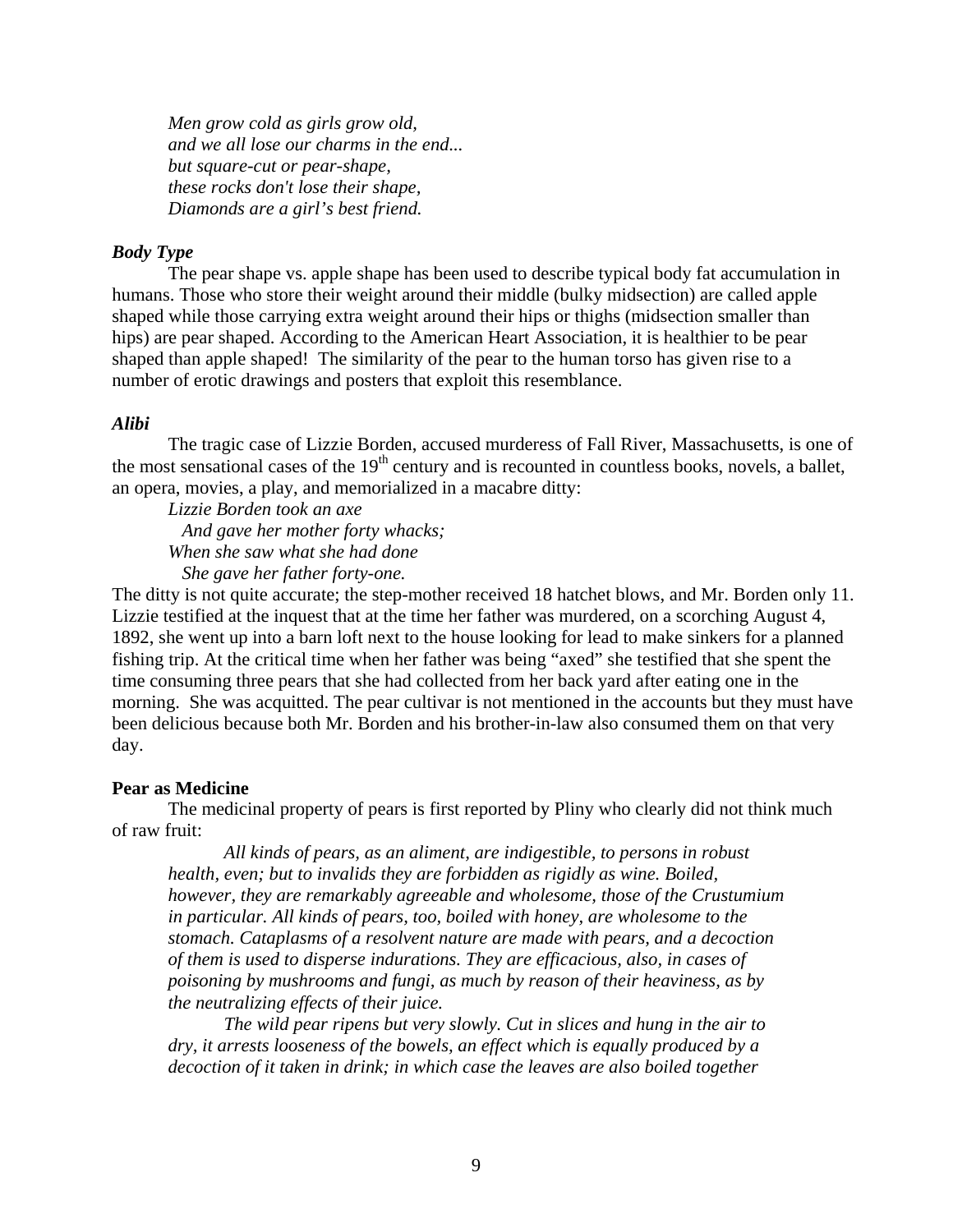*Men grow cold as girls grow old,*
*and we all lose our charms in the end...*
*but square-cut or pear-shape,*
*these rocks don't lose their shape,*
*Diamonds are a girl's best friend.*

### *Body Type*

The pear shape vs. apple shape has been used to describe typical body fat accumulation in humans. Those who store their weight around their middle (bulky midsection) are called apple shaped while those carrying extra weight around their hips or thighs (midsection smaller than hips) are pear shaped. According to the American Heart Association, it is healthier to be pear shaped than apple shaped! The similarity of the pear to the human torso has given rise to a number of erotic drawings and posters that exploit this resemblance.

### *Alibi*

The tragic case of Lizzie Borden, accused murderess of Fall River, Massachusetts, is one of the most sensational cases of the 19th century and is recounted in countless books, novels, a ballet, an opera, movies, a play, and memorialized in a macabre ditty:

*Lizzie Borden took an axe*
*And gave her mother forty whacks;*
*When she saw what she had done*
*She gave her father forty-one.*

The ditty is not quite accurate; the step-mother received 18 hatchet blows, and Mr. Borden only 11. Lizzie testified at the inquest that at the time her father was murdered, on a scorching August 4, 1892, she went up into a barn loft next to the house looking for lead to make sinkers for a planned fishing trip. At the critical time when her father was being "axed" she testified that she spent the time consuming three pears that she had collected from her back yard after eating one in the morning. She was acquitted. The pear cultivar is not mentioned in the accounts but they must have been delicious because both Mr. Borden and his brother-in-law also consumed them on that very day.

## Pear as Medicine

The medicinal property of pears is first reported by Pliny who clearly did not think much of raw fruit:

*All kinds of pears, as an aliment, are indigestible, to persons in robust health, even; but to invalids they are forbidden as rigidly as wine. Boiled, however, they are remarkably agreeable and wholesome, those of the Crustumium in particular. All kinds of pears, too, boiled with honey, are wholesome to the stomach. Cataplasms of a resolvent nature are made with pears, and a decoction of them is used to disperse indurations. They are efficacious, also, in cases of poisoning by mushrooms and fungi, as much by reason of their heaviness, as by the neutralizing effects of their juice.*

*The wild pear ripens but very slowly. Cut in slices and hung in the air to dry, it arrests looseness of the bowels, an effect which is equally produced by a decoction of it taken in drink; in which case the leaves are also boiled together*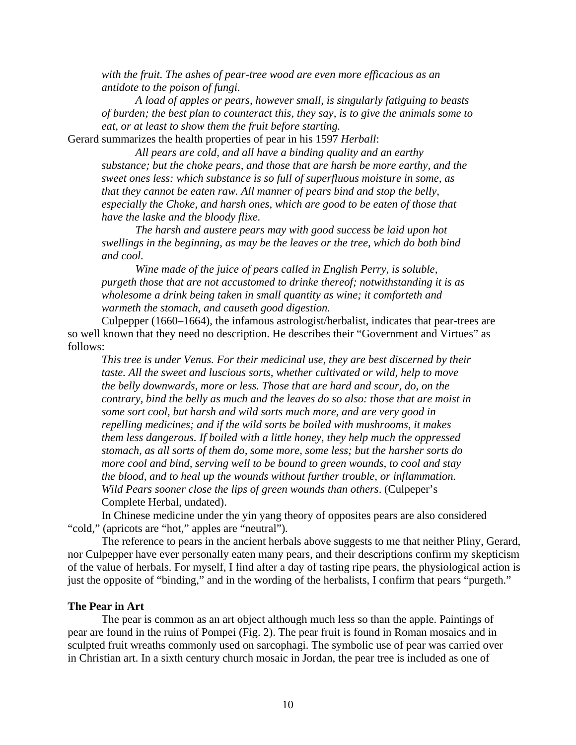*with the fruit. The ashes of pear-tree wood are even more efficacious as an antidote to the poison of fungi.*

*A load of apples or pears, however small, is singularly fatiguing to beasts of burden; the best plan to counteract this, they say, is to give the animals some to eat, or at least to show them the fruit before starting.*

Gerard summarizes the health properties of pear in his 1597 *Herball*:

*All pears are cold, and all have a binding quality and an earthy substance; but the choke pears, and those that are harsh be more earthy, and the sweet ones less: which substance is so full of superfluous moisture in some, as that they cannot be eaten raw. All manner of pears bind and stop the belly, especially the Choke, and harsh ones, which are good to be eaten of those that have the laske and the bloody flixe.*

*The harsh and austere pears may with good success be laid upon hot swellings in the beginning, as may be the leaves or the tree, which do both bind and cool.*

*Wine made of the juice of pears called in English Perry, is soluble, purgeth those that are not accustomed to drinke thereof; notwithstanding it is as wholesome a drink being taken in small quantity as wine; it comforteth and warmeth the stomach, and causeth good digestion.*

Culpepper (1660–1664), the infamous astrologist/herbalist, indicates that pear-trees are so well known that they need no description. He describes their "Government and Virtues" as follows:

*This tree is under Venus. For their medicinal use, they are best discerned by their taste. All the sweet and luscious sorts, whether cultivated or wild, help to move the belly downwards, more or less. Those that are hard and scour, do, on the contrary, bind the belly as much and the leaves do so also: those that are moist in some sort cool, but harsh and wild sorts much more, and are very good in repelling medicines; and if the wild sorts be boiled with mushrooms, it makes them less dangerous. If boiled with a little honey, they help much the oppressed stomach, as all sorts of them do, some more, some less; but the harsher sorts do more cool and bind, serving well to be bound to green wounds, to cool and stay the blood, and to heal up the wounds without further trouble, or inflammation. Wild Pears sooner close the lips of green wounds than others*. (Culpeper's Complete Herbal, undated).

In Chinese medicine under the yin yang theory of opposites pears are also considered "cold," (apricots are "hot," apples are "neutral").

The reference to pears in the ancient herbals above suggests to me that neither Pliny, Gerard, nor Culpepper have ever personally eaten many pears, and their descriptions confirm my skepticism of the value of herbals. For myself, I find after a day of tasting ripe pears, the physiological action is just the opposite of "binding," and in the wording of the herbalists, I confirm that pears "purgeth."

**The Pear in Art**

The pear is common as an art object although much less so than the apple. Paintings of pear are found in the ruins of Pompei (Fig. 2). The pear fruit is found in Roman mosaics and in sculpted fruit wreaths commonly used on sarcophagi. The symbolic use of pear was carried over in Christian art. In a sixth century church mosaic in Jordan, the pear tree is included as one of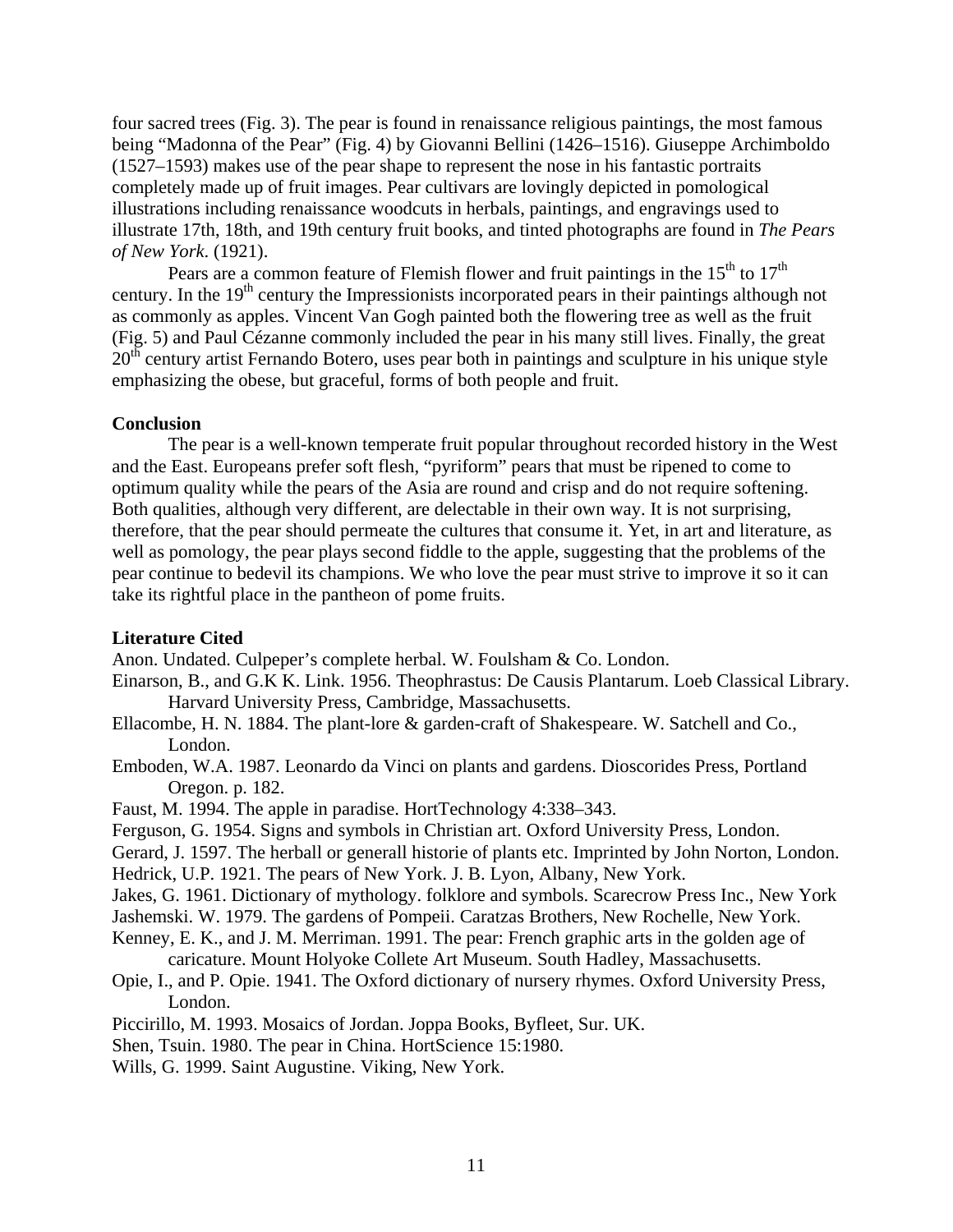four sacred trees (Fig. 3). The pear is found in renaissance religious paintings, the most famous being "Madonna of the Pear" (Fig. 4) by Giovanni Bellini (1426–1516). Giuseppe Archimboldo (1527–1593) makes use of the pear shape to represent the nose in his fantastic portraits completely made up of fruit images. Pear cultivars are lovingly depicted in pomological illustrations including renaissance woodcuts in herbals, paintings, and engravings used to illustrate 17th, 18th, and 19th century fruit books, and tinted photographs are found in *The Pears of New York*. (1921).

Pears are a common feature of Flemish flower and fruit paintings in the 15th to 17th century. In the 19th century the Impressionists incorporated pears in their paintings although not as commonly as apples. Vincent Van Gogh painted both the flowering tree as well as the fruit (Fig. 5) and Paul Cézanne commonly included the pear in his many still lives. Finally, the great 20th century artist Fernando Botero, uses pear both in paintings and sculpture in his unique style emphasizing the obese, but graceful, forms of both people and fruit.

**Conclusion**

The pear is a well-known temperate fruit popular throughout recorded history in the West and the East. Europeans prefer soft flesh, "pyriform" pears that must be ripened to come to optimum quality while the pears of the Asia are round and crisp and do not require softening. Both qualities, although very different, are delectable in their own way. It is not surprising, therefore, that the pear should permeate the cultures that consume it. Yet, in art and literature, as well as pomology, the pear plays second fiddle to the apple, suggesting that the problems of the pear continue to bedevil its champions. We who love the pear must strive to improve it so it can take its rightful place in the pantheon of pome fruits.

**Literature Cited**

Anon. Undated. Culpeper's complete herbal. W. Foulsham & Co. London.

Einarson, B., and G.K K. Link. 1956. Theophrastus: De Causis Plantarum. Loeb Classical Library. Harvard University Press, Cambridge, Massachusetts.

Ellacombe, H. N. 1884. The plant-lore & garden-craft of Shakespeare. W. Satchell and Co., London.

Emboden, W.A. 1987. Leonardo da Vinci on plants and gardens. Dioscorides Press, Portland Oregon. p. 182.

Faust, M. 1994. The apple in paradise. HortTechnology 4:338–343.

Ferguson, G. 1954. Signs and symbols in Christian art. Oxford University Press, London.

Gerard, J. 1597. The herball or generall historie of plants etc. Imprinted by John Norton, London.

Hedrick, U.P. 1921. The pears of New York. J. B. Lyon, Albany, New York.

Jakes, G. 1961. Dictionary of mythology. folklore and symbols. Scarecrow Press Inc., New York

Jashemski. W. 1979. The gardens of Pompeii. Caratzas Brothers, New Rochelle, New York.

Kenney, E. K., and J. M. Merriman. 1991. The pear: French graphic arts in the golden age of caricature. Mount Holyoke Collete Art Museum. South Hadley, Massachusetts.

Opie, I., and P. Opie. 1941. The Oxford dictionary of nursery rhymes. Oxford University Press, London.

Piccirillo, M. 1993. Mosaics of Jordan. Joppa Books, Byfleet, Sur. UK.

Shen, Tsuin. 1980. The pear in China. HortScience 15:1980.

Wills, G. 1999. Saint Augustine. Viking, New York.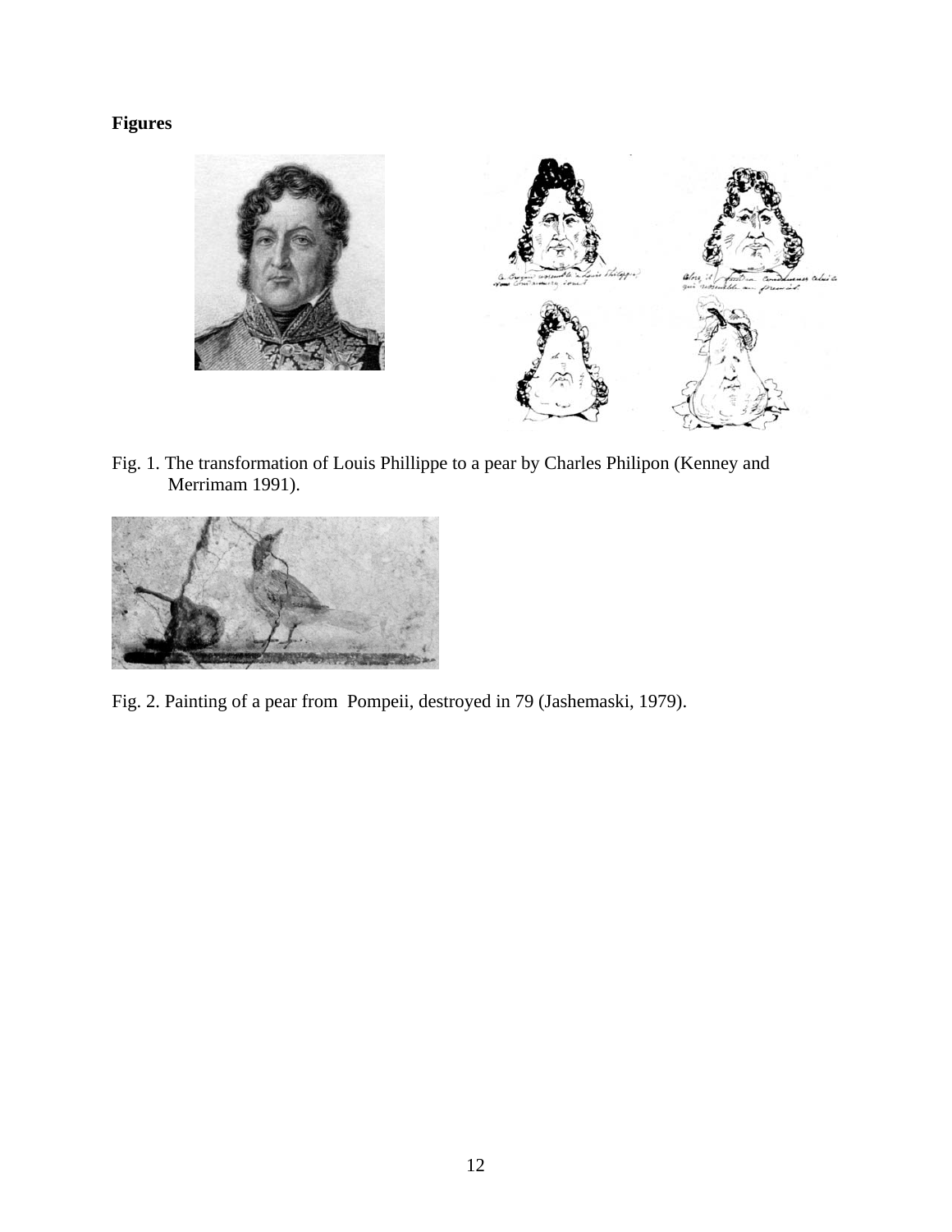**Figures**

Fig. 1. The transformation of Louis Phillippe to a pear by Charles Philipon (Kenney and Merrimam 1991).

Fig. 2. Painting of a pear from Pompeii, destroyed in 79 (Jashemaski, 1979).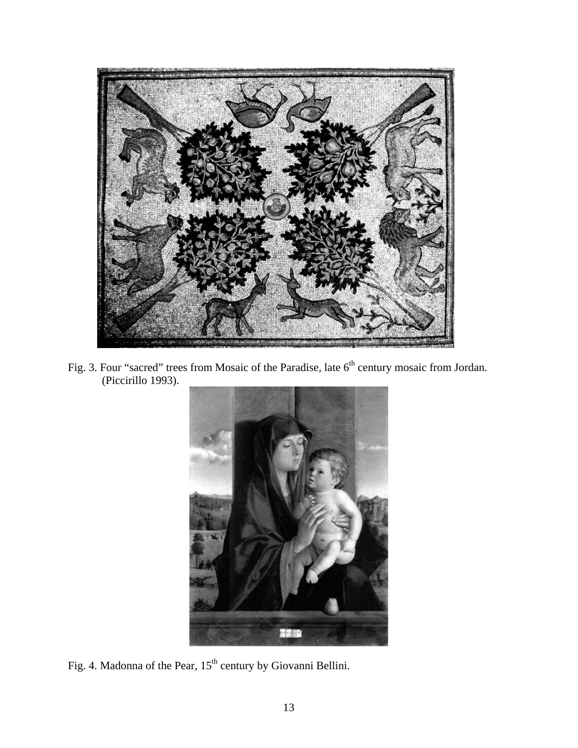Fig. 3. Four “sacred” trees from Mosaic of the Paradise, late 6th century mosaic from Jordan. (Piccirillo 1993).

Fig. 4. Madonna of the Pear, 15th century by Giovanni Bellini.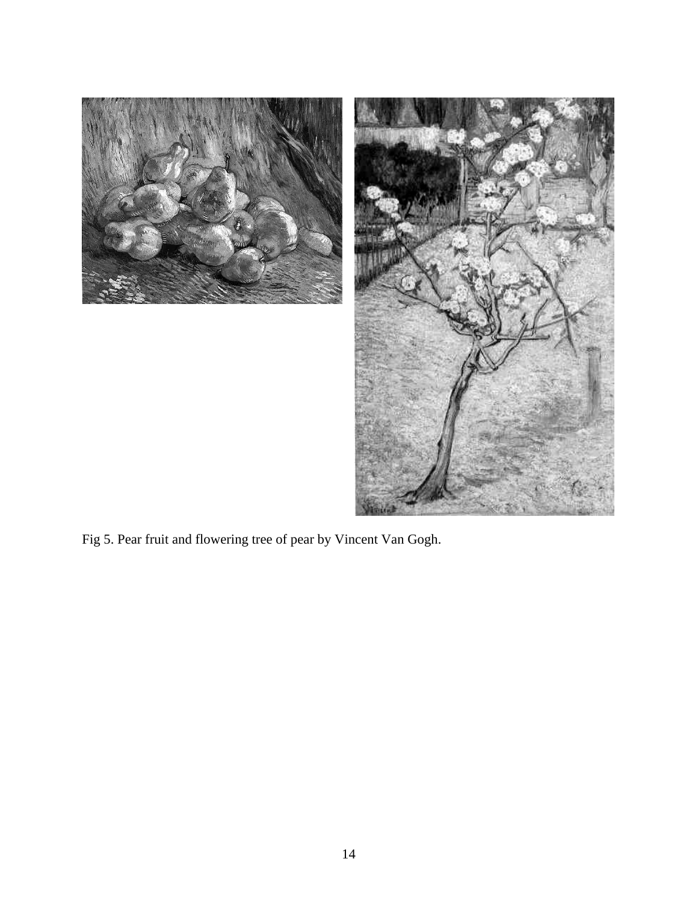Fig 5. Pear fruit and flowering tree of pear by Vincent Van Gogh.